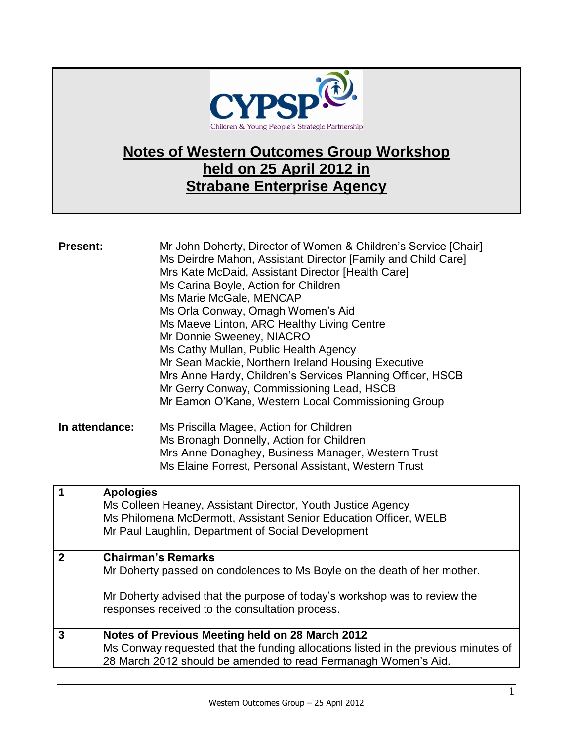CYPSP
Children & Young People's Strategic Partnership

# Notes of Western Outcomes Group Workshop held on 25 April 2012 in Strabane Enterprise Agency

**Present:**

Mr John Doherty, Director of Women & Children's Service [Chair]
Ms Deirdre Mahon, Assistant Director [Family and Child Care]
Mrs Kate McDaid, Assistant Director [Health Care]
Ms Carina Boyle, Action for Children
Ms Marie McGale, MENCAP
Ms Orla Conway, Omagh Women's Aid
Ms Maeve Linton, ARC Healthy Living Centre
Mr Donnie Sweeney, NIACRO
Ms Cathy Mullan, Public Health Agency
Mr Sean Mackie, Northern Ireland Housing Executive
Mrs Anne Hardy, Children's Services Planning Officer, HSCB
Mr Gerry Conway, Commissioning Lead, HSCB
Mr Eamon O'Kane, Western Local Commissioning Group

**In attendance:**

Ms Priscilla Magee, Action for Children
Ms Bronagh Donnelly, Action for Children
Mrs Anne Donaghey, Business Manager, Western Trust
Ms Elaine Forrest, Personal Assistant, Western Trust

| | |
|---|---|
| **1** | **Apologies**<br>Ms Colleen Heaney, Assistant Director, Youth Justice Agency<br>Ms Philomena McDermott, Assistant Senior Education Officer, WELB<br>Mr Paul Laughlin, Department of Social Development |
| **2** | **Chairman's Remarks**<br>Mr Doherty passed on condolences to Ms Boyle on the death of her mother.<br><br>Mr Doherty advised that the purpose of today's workshop was to review the responses received to the consultation process. |
| **3** | **Notes of Previous Meeting held on 28 March 2012**<br>Ms Conway requested that the funding allocations listed in the previous minutes of 28 March 2012 should be amended to read Fermanagh Women's Aid. |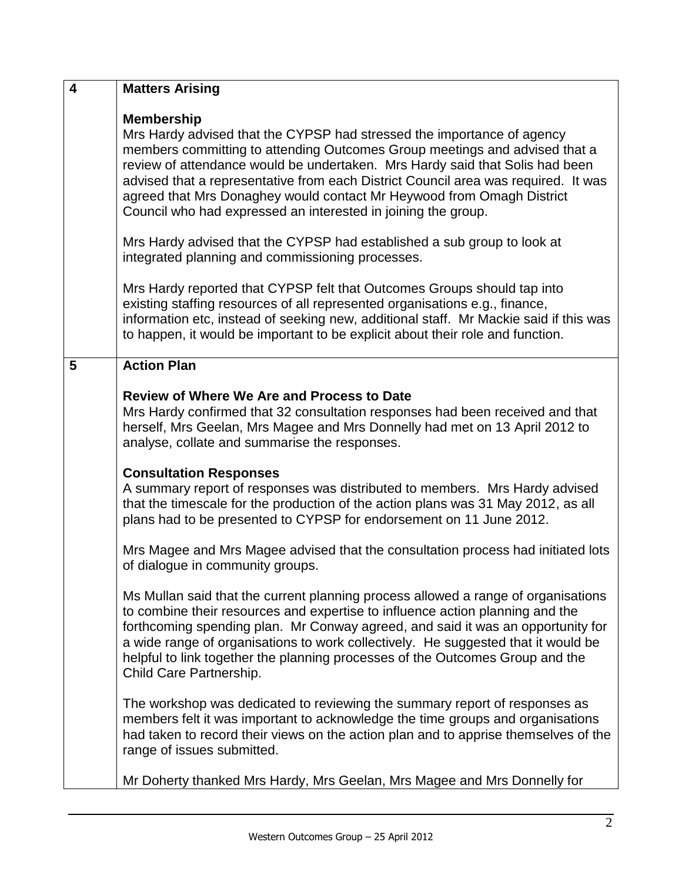| | |
|---|---|
| **4** | **Matters Arising**<br><br>**Membership**<br>Mrs Hardy advised that the CYPSP had stressed the importance of agency members committing to attending Outcomes Group meetings and advised that a review of attendance would be undertaken. Mrs Hardy said that Solis had been advised that a representative from each District Council area was required. It was agreed that Mrs Donaghey would contact Mr Heywood from Omagh District Council who had expressed an interested in joining the group.<br><br>Mrs Hardy advised that the CYPSP had established a sub group to look at integrated planning and commissioning processes.<br><br>Mrs Hardy reported that CYPSP felt that Outcomes Groups should tap into existing staffing resources of all represented organisations e.g., finance, information etc, instead of seeking new, additional staff. Mr Mackie said if this was to happen, it would be important to be explicit about their role and function. |
| **5** | **Action Plan**<br><br>**Review of Where We Are and Process to Date**<br>Mrs Hardy confirmed that 32 consultation responses had been received and that herself, Mrs Geelan, Mrs Magee and Mrs Donnelly had met on 13 April 2012 to analyse, collate and summarise the responses.<br><br>**Consultation Responses**<br>A summary report of responses was distributed to members. Mrs Hardy advised that the timescale for the production of the action plans was 31 May 2012, as all plans had to be presented to CYPSP for endorsement on 11 June 2012.<br><br>Mrs Magee and Mrs Magee advised that the consultation process had initiated lots of dialogue in community groups.<br><br>Ms Mullan said that the current planning process allowed a range of organisations to combine their resources and expertise to influence action planning and the forthcoming spending plan. Mr Conway agreed, and said it was an opportunity for a wide range of organisations to work collectively. He suggested that it would be helpful to link together the planning processes of the Outcomes Group and the Child Care Partnership.<br><br>The workshop was dedicated to reviewing the summary report of responses as members felt it was important to acknowledge the time groups and organisations had taken to record their views on the action plan and to apprise themselves of the range of issues submitted.<br><br>Mr Doherty thanked Mrs Hardy, Mrs Geelan, Mrs Magee and Mrs Donnelly for |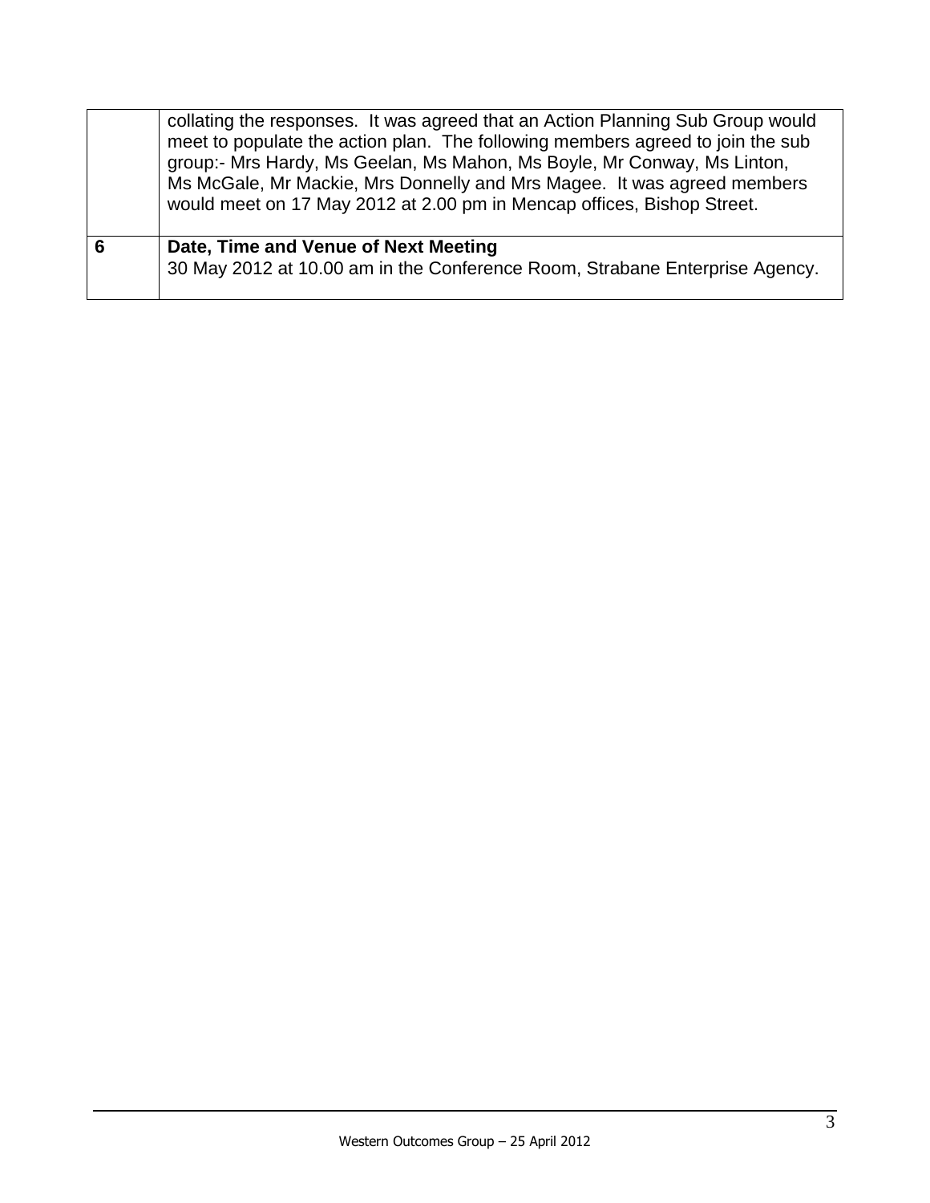| | |
|---|---|
| | collating the responses. It was agreed that an Action Planning Sub Group would meet to populate the action plan. The following members agreed to join the sub group:- Mrs Hardy, Ms Geelan, Ms Mahon, Ms Boyle, Mr Conway, Ms Linton, Ms McGale, Mr Mackie, Mrs Donnelly and Mrs Magee. It was agreed members would meet on 17 May 2012 at 2.00 pm in Mencap offices, Bishop Street. |
| **6** | **Date, Time and Venue of Next Meeting**<br>30 May 2012 at 10.00 am in the Conference Room, Strabane Enterprise Agency. |